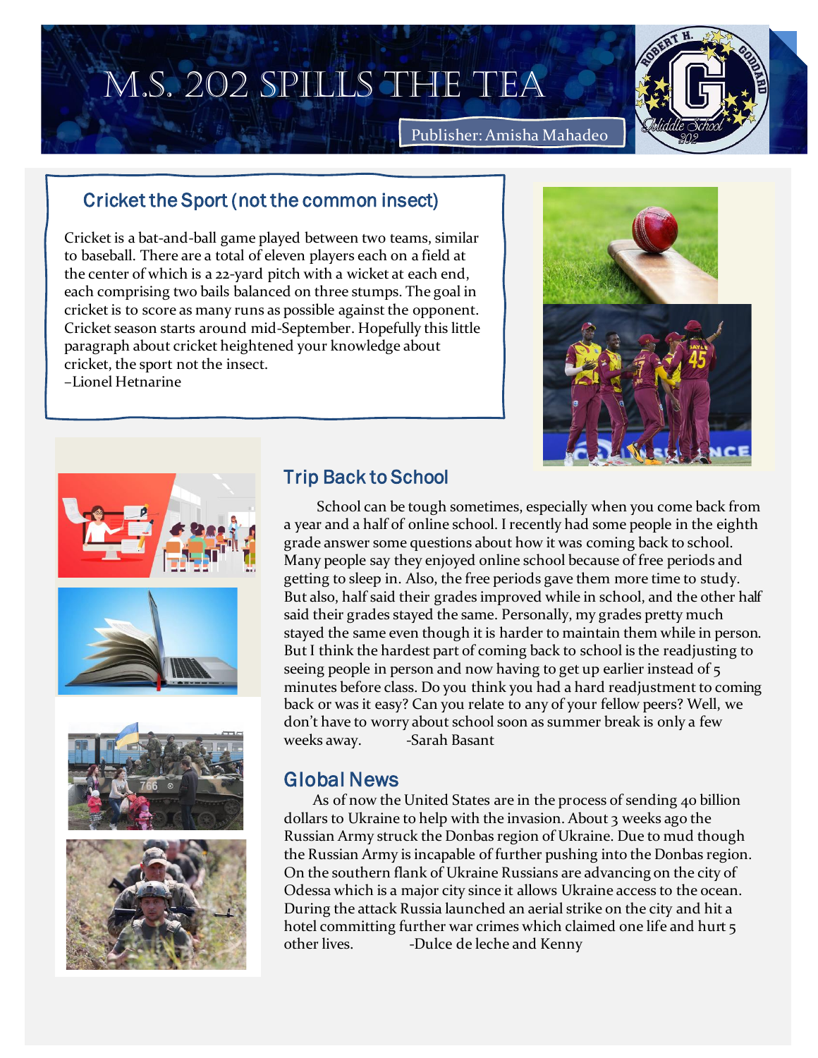# M.S. 202 Spills the Tea

Publisher: Amisha Mahadeo

## Cricket the Sport (not the common insect)

Cricket is a bat-and-ball game played between two teams, similar to baseball. There are a total of eleven players each on a field at the center of which is a 22-yard pitch with a wicket at each end, each comprising two bails balanced on three stumps. The goal in cricket is to score as many runs as possible against the opponent. Cricket season starts around mid-September. Hopefully this little paragraph about cricket heightened your knowledge about cricket, the sport not the insect.

–Lionel Hetnarine

## Trip Back to School

School can be tough sometimes, especially when you come back from a year and a half of online school. I recently had some people in the eighth grade answer some questions about how it was coming back to school. Many people say they enjoyed online school because of free periods and getting to sleep in. Also, the free periods gave them more time to study. But also, half said their grades improved while in school, and the other half said their grades stayed the same. Personally, my grades pretty much stayed the same even though it is harder to maintain them while in person. But I think the hardest part of coming back to school is the readjusting to seeing people in person and now having to get up earlier instead of 5 minutes before class. Do you think you had a hard readjustment to coming back or was it easy? Can you relate to any of your fellow peers? Well, we don't have to worry about school soon as summer break is only a few weeks away. -Sarah Basant

## Global News

As of now the United States are in the process of sending 40 billion dollars to Ukraine to help with the invasion. About 3 weeks ago the Russian Army struck the Donbas region of Ukraine. Due to mud though the Russian Army is incapable of further pushing into the Donbas region. On the southern flank of Ukraine Russians are advancing on the city of Odessa which is a major city since it allows Ukraine access to the ocean. During the attack Russia launched an aerial strike on the city and hit a hotel committing further war crimes which claimed one life and hurt 5 other lives. -Dulce de leche and Kenny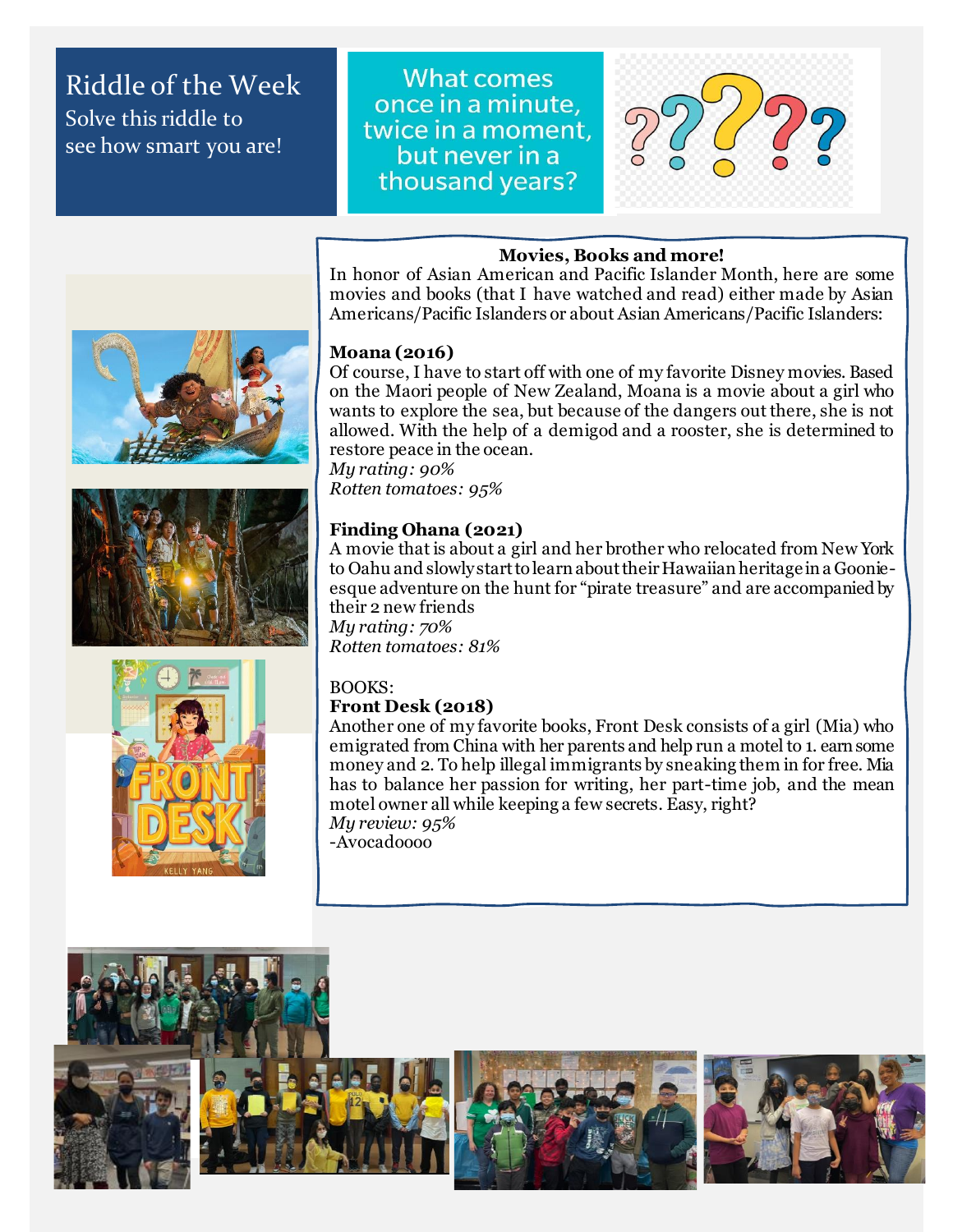## Riddle of the Week

Solve this riddle to see how smart you are!

What comes once in a minute, twice in a moment, but never in a thousand years?

### Movies, Books and more!

In honor of Asian American and Pacific Islander Month, here are some movies and books (that I have watched and read) either made by Asian Americans/Pacific Islanders or about Asian Americans/Pacific Islanders:

**Moana (2016)**
Of course, I have to start off with one of my favorite Disney movies. Based on the Maori people of New Zealand, Moana is a movie about a girl who wants to explore the sea, but because of the dangers out there, she is not allowed. With the help of a demigod and a rooster, she is determined to restore peace in the ocean.
*My rating: 90%*
*Rotten tomatoes: 95%*

**Finding Ohana (2021)**
A movie that is about a girl and her brother who relocated from New York to Oahu and slowly start to learn about their Hawaiian heritage in a Goonie-esque adventure on the hunt for "pirate treasure" and are accompanied by their 2 new friends
*My rating: 70%*
*Rotten tomatoes: 81%*

BOOKS:
**Front Desk (2018)**
Another one of my favorite books, Front Desk consists of a girl (Mia) who emigrated from China with her parents and help run a motel to 1. earn some money and 2. To help illegal immigrants by sneaking them in for free. Mia has to balance her passion for writing, her part-time job, and the mean motel owner all while keeping a few secrets. Easy, right?
*My review: 95%*
-Avocadoooo